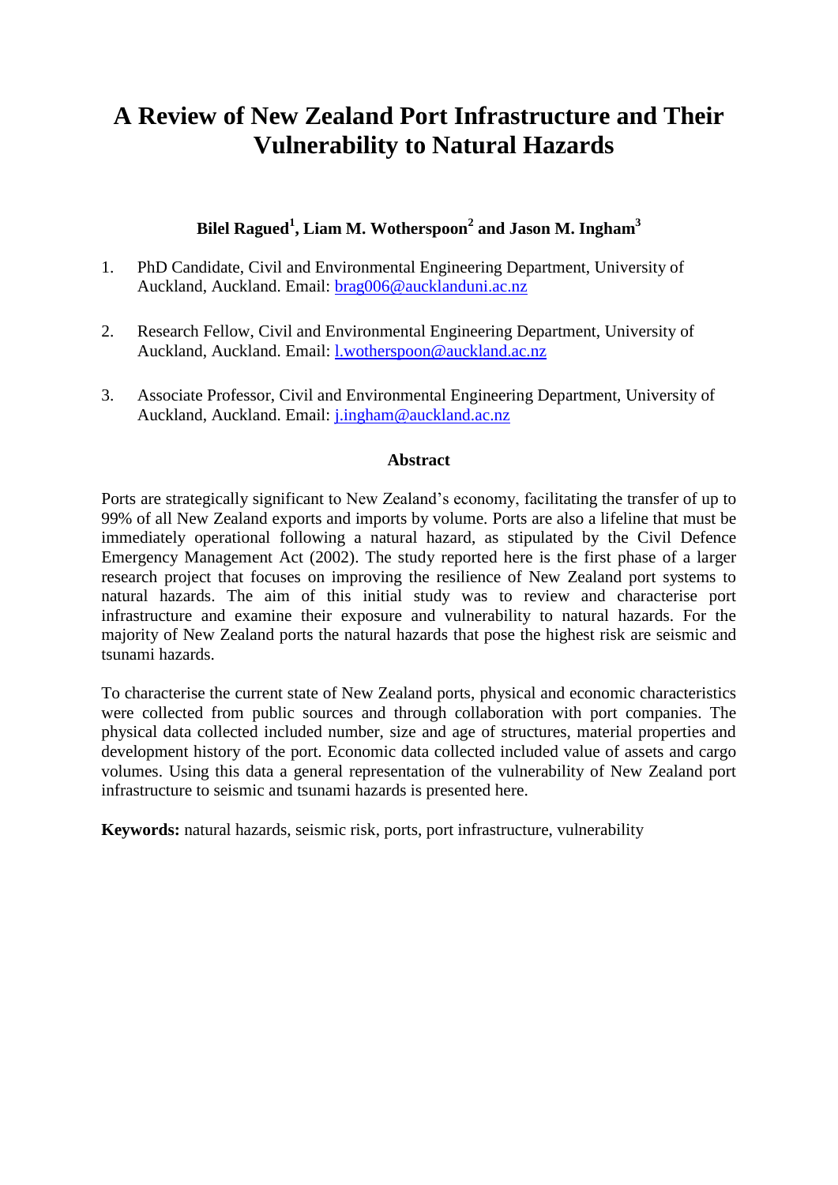# A Review of New Zealand Port Infrastructure and Their Vulnerability to Natural Hazards

**Bilel Ragued[1], Liam M. Wotherspoon[2] and Jason M. Ingham[3]**

1. PhD Candidate, Civil and Environmental Engineering Department, University of Auckland, Auckland. Email: brag006@aucklanduni.ac.nz

2. Research Fellow, Civil and Environmental Engineering Department, University of Auckland, Auckland. Email: l.wotherspoon@auckland.ac.nz

3. Associate Professor, Civil and Environmental Engineering Department, University of Auckland, Auckland. Email: j.ingham@auckland.ac.nz

## Abstract

Ports are strategically significant to New Zealand's economy, facilitating the transfer of up to 99% of all New Zealand exports and imports by volume. Ports are also a lifeline that must be immediately operational following a natural hazard, as stipulated by the Civil Defence Emergency Management Act (2002). The study reported here is the first phase of a larger research project that focuses on improving the resilience of New Zealand port systems to natural hazards. The aim of this initial study was to review and characterise port infrastructure and examine their exposure and vulnerability to natural hazards. For the majority of New Zealand ports the natural hazards that pose the highest risk are seismic and tsunami hazards.

To characterise the current state of New Zealand ports, physical and economic characteristics were collected from public sources and through collaboration with port companies. The physical data collected included number, size and age of structures, material properties and development history of the port. Economic data collected included value of assets and cargo volumes. Using this data a general representation of the vulnerability of New Zealand port infrastructure to seismic and tsunami hazards is presented here.

**Keywords:** natural hazards, seismic risk, ports, port infrastructure, vulnerability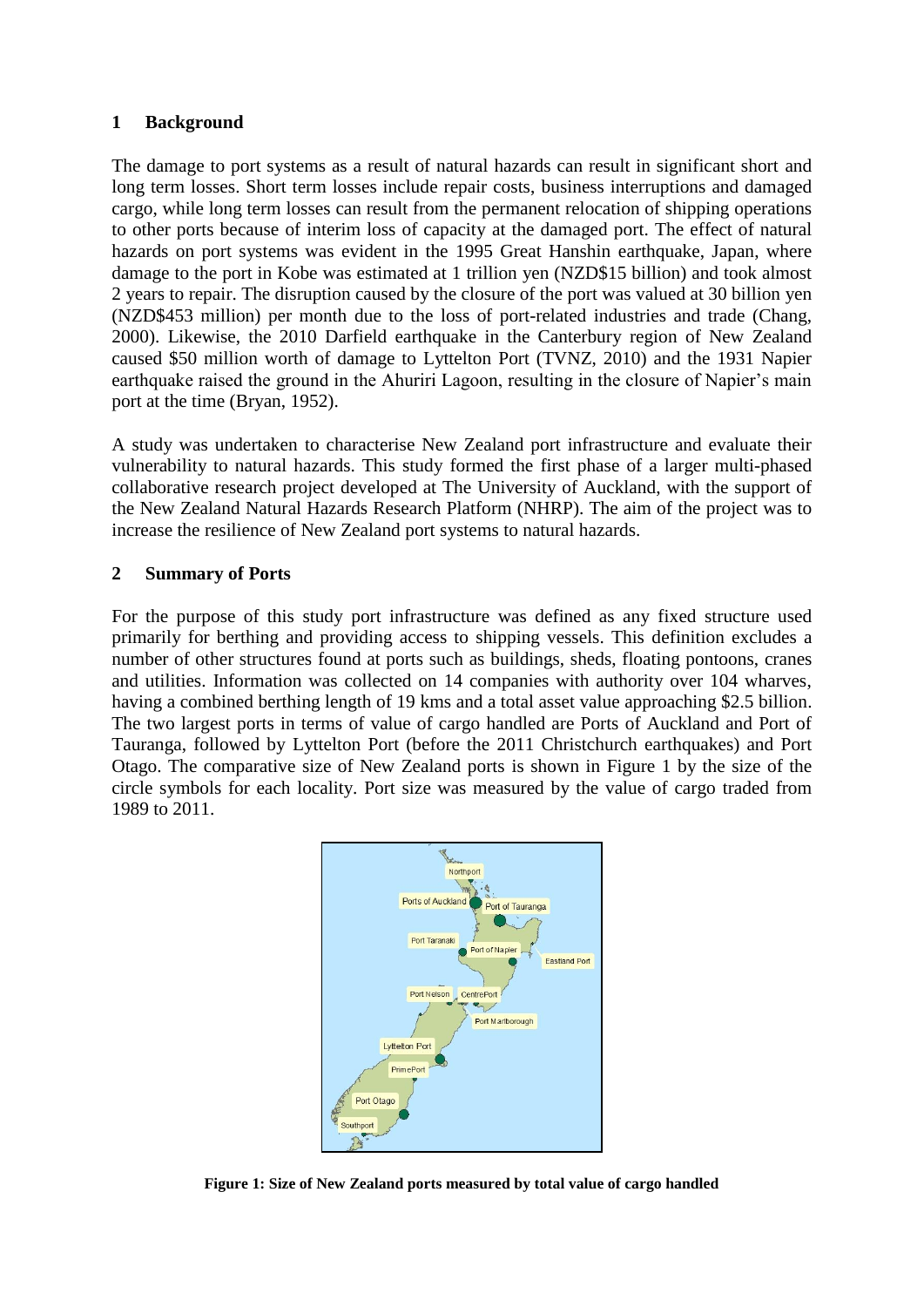## 1 Background

The damage to port systems as a result of natural hazards can result in significant short and long term losses. Short term losses include repair costs, business interruptions and damaged cargo, while long term losses can result from the permanent relocation of shipping operations to other ports because of interim loss of capacity at the damaged port. The effect of natural hazards on port systems was evident in the 1995 Great Hanshin earthquake, Japan, where damage to the port in Kobe was estimated at 1 trillion yen (NZD$15 billion) and took almost 2 years to repair. The disruption caused by the closure of the port was valued at 30 billion yen (NZD$453 million) per month due to the loss of port-related industries and trade (Chang, 2000). Likewise, the 2010 Darfield earthquake in the Canterbury region of New Zealand caused $50 million worth of damage to Lyttelton Port (TVNZ, 2010) and the 1931 Napier earthquake raised the ground in the Ahuriri Lagoon, resulting in the closure of Napier's main port at the time (Bryan, 1952).

A study was undertaken to characterise New Zealand port infrastructure and evaluate their vulnerability to natural hazards. This study formed the first phase of a larger multi-phased collaborative research project developed at The University of Auckland, with the support of the New Zealand Natural Hazards Research Platform (NHRP). The aim of the project was to increase the resilience of New Zealand port systems to natural hazards.

## 2 Summary of Ports

For the purpose of this study port infrastructure was defined as any fixed structure used primarily for berthing and providing access to shipping vessels. This definition excludes a number of other structures found at ports such as buildings, sheds, floating pontoons, cranes and utilities. Information was collected on 14 companies with authority over 104 wharves, having a combined berthing length of 19 kms and a total asset value approaching $2.5 billion. The two largest ports in terms of value of cargo handled are Ports of Auckland and Port of Tauranga, followed by Lyttelton Port (before the 2011 Christchurch earthquakes) and Port Otago. The comparative size of New Zealand ports is shown in Figure 1 by the size of the circle symbols for each locality. Port size was measured by the value of cargo traded from 1989 to 2011.

**Figure 1: Size of New Zealand ports measured by total value of cargo handled**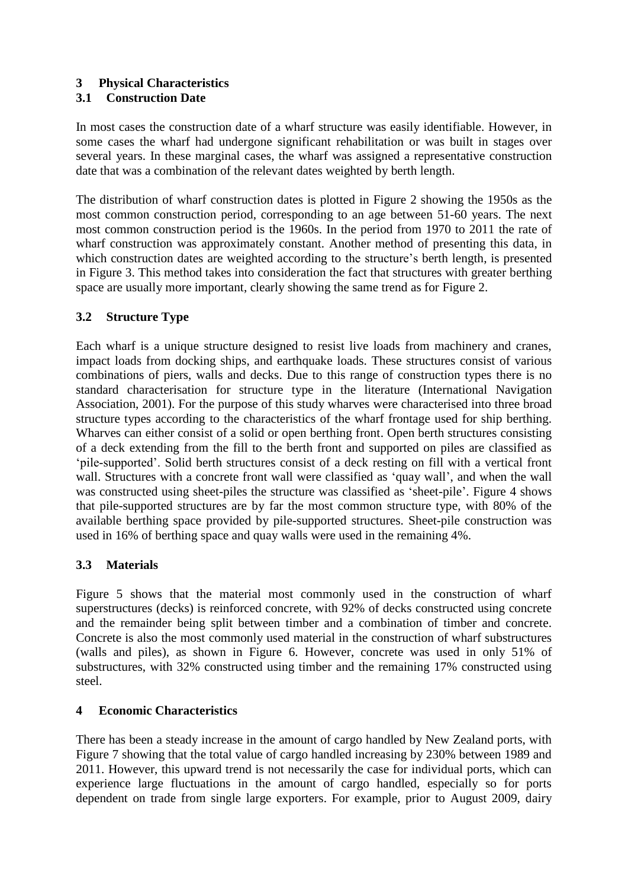## 3 Physical Characteristics

### 3.1 Construction Date

In most cases the construction date of a wharf structure was easily identifiable. However, in some cases the wharf had undergone significant rehabilitation or was built in stages over several years. In these marginal cases, the wharf was assigned a representative construction date that was a combination of the relevant dates weighted by berth length.

The distribution of wharf construction dates is plotted in Figure 2 showing the 1950s as the most common construction period, corresponding to an age between 51-60 years. The next most common construction period is the 1960s. In the period from 1970 to 2011 the rate of wharf construction was approximately constant. Another method of presenting this data, in which construction dates are weighted according to the structure's berth length, is presented in Figure 3. This method takes into consideration the fact that structures with greater berthing space are usually more important, clearly showing the same trend as for Figure 2.

### 3.2 Structure Type

Each wharf is a unique structure designed to resist live loads from machinery and cranes, impact loads from docking ships, and earthquake loads. These structures consist of various combinations of piers, walls and decks. Due to this range of construction types there is no standard characterisation for structure type in the literature (International Navigation Association, 2001). For the purpose of this study wharves were characterised into three broad structure types according to the characteristics of the wharf frontage used for ship berthing. Wharves can either consist of a solid or open berthing front. Open berth structures consisting of a deck extending from the fill to the berth front and supported on piles are classified as 'pile-supported'. Solid berth structures consist of a deck resting on fill with a vertical front wall. Structures with a concrete front wall were classified as 'quay wall', and when the wall was constructed using sheet-piles the structure was classified as 'sheet-pile'. Figure 4 shows that pile-supported structures are by far the most common structure type, with 80% of the available berthing space provided by pile-supported structures. Sheet-pile construction was used in 16% of berthing space and quay walls were used in the remaining 4%.

### 3.3 Materials

Figure 5 shows that the material most commonly used in the construction of wharf superstructures (decks) is reinforced concrete, with 92% of decks constructed using concrete and the remainder being split between timber and a combination of timber and concrete. Concrete is also the most commonly used material in the construction of wharf substructures (walls and piles), as shown in Figure 6. However, concrete was used in only 51% of substructures, with 32% constructed using timber and the remaining 17% constructed using steel.

## 4 Economic Characteristics

There has been a steady increase in the amount of cargo handled by New Zealand ports, with Figure 7 showing that the total value of cargo handled increasing by 230% between 1989 and 2011. However, this upward trend is not necessarily the case for individual ports, which can experience large fluctuations in the amount of cargo handled, especially so for ports dependent on trade from single large exporters. For example, prior to August 2009, dairy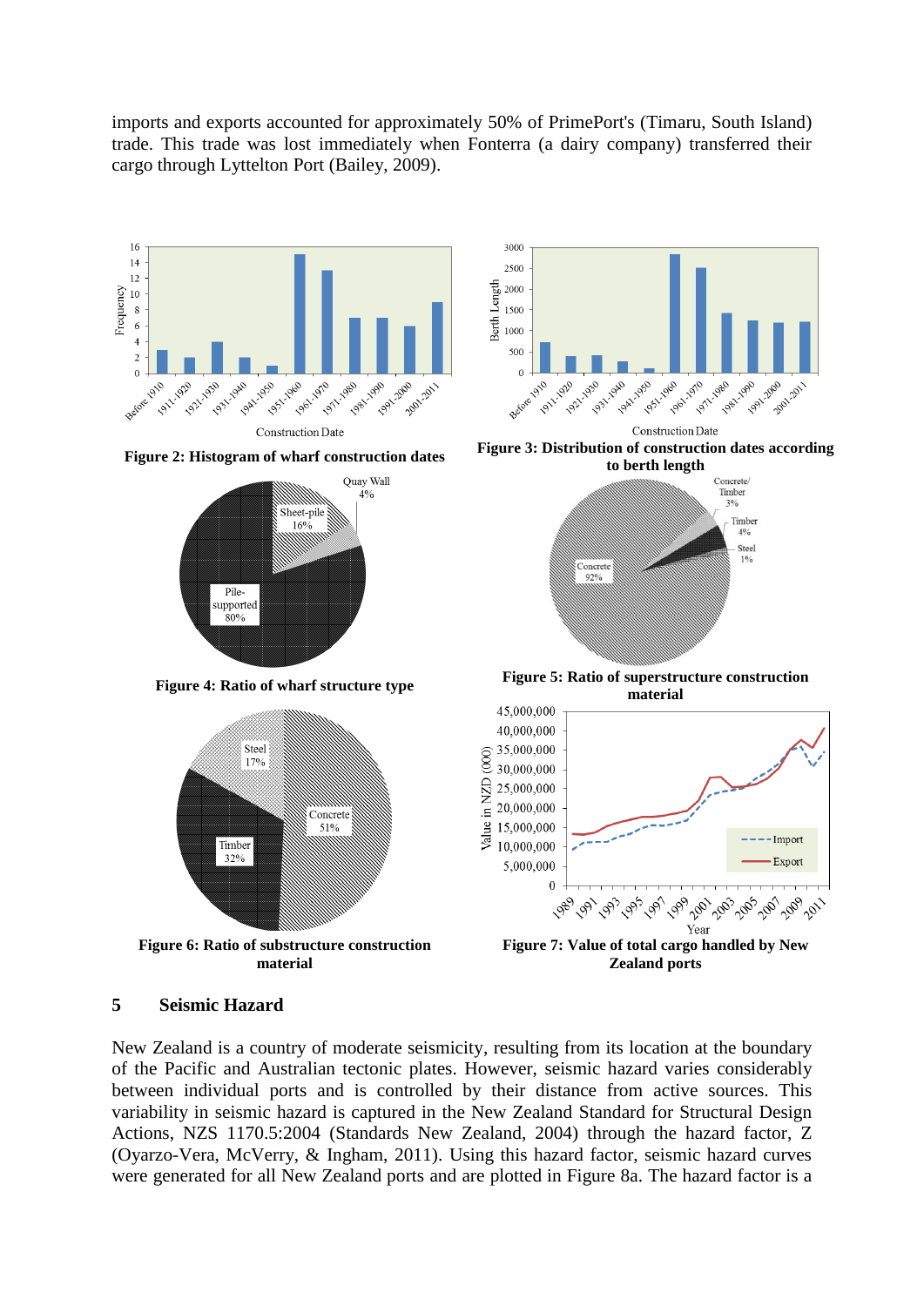imports and exports accounted for approximately 50% of PrimePort's (Timaru, South Island) trade. This trade was lost immediately when Fonterra (a dairy company) transferred their cargo through Lyttelton Port (Bailey, 2009).

**Figure 2: Histogram of wharf construction dates**

**Figure 3: Distribution of construction dates according to berth length**

**Figure 4: Ratio of wharf structure type**

**Figure 5: Ratio of superstructure construction material**

**Figure 6: Ratio of substructure construction material**

**Figure 7: Value of total cargo handled by New Zealand ports**

## 5 Seismic Hazard

New Zealand is a country of moderate seismicity, resulting from its location at the boundary of the Pacific and Australian tectonic plates. However, seismic hazard varies considerably between individual ports and is controlled by their distance from active sources. This variability in seismic hazard is captured in the New Zealand Standard for Structural Design Actions, NZS 1170.5:2004 (Standards New Zealand, 2004) through the hazard factor, Z (Oyarzo-Vera, McVerry, & Ingham, 2011). Using this hazard factor, seismic hazard curves were generated for all New Zealand ports and are plotted in Figure 8a. The hazard factor is a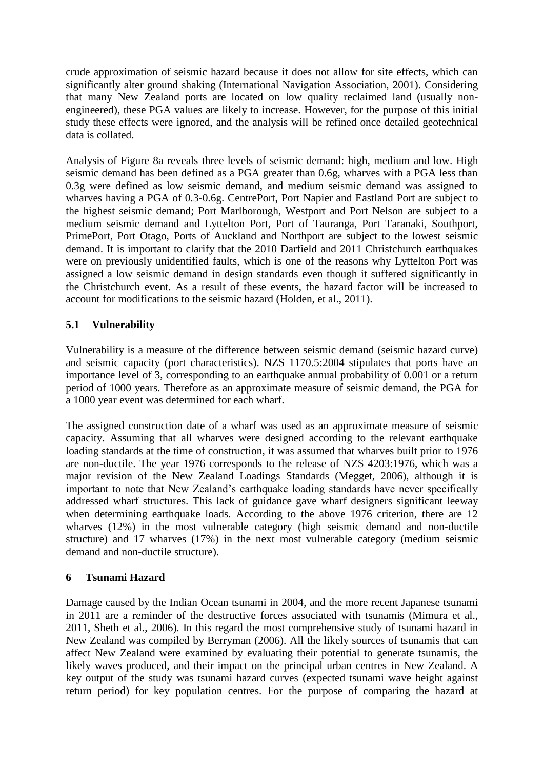crude approximation of seismic hazard because it does not allow for site effects, which can significantly alter ground shaking (International Navigation Association, 2001). Considering that many New Zealand ports are located on low quality reclaimed land (usually non-engineered), these PGA values are likely to increase. However, for the purpose of this initial study these effects were ignored, and the analysis will be refined once detailed geotechnical data is collated.

Analysis of Figure 8a reveals three levels of seismic demand: high, medium and low. High seismic demand has been defined as a PGA greater than 0.6g, wharves with a PGA less than 0.3g were defined as low seismic demand, and medium seismic demand was assigned to wharves having a PGA of 0.3-0.6g. CentrePort, Port Napier and Eastland Port are subject to the highest seismic demand; Port Marlborough, Westport and Port Nelson are subject to a medium seismic demand and Lyttelton Port, Port of Tauranga, Port Taranaki, Southport, PrimePort, Port Otago, Ports of Auckland and Northport are subject to the lowest seismic demand. It is important to clarify that the 2010 Darfield and 2011 Christchurch earthquakes were on previously unidentified faults, which is one of the reasons why Lyttelton Port was assigned a low seismic demand in design standards even though it suffered significantly in the Christchurch event. As a result of these events, the hazard factor will be increased to account for modifications to the seismic hazard (Holden, et al., 2011).

### 5.1 Vulnerability

Vulnerability is a measure of the difference between seismic demand (seismic hazard curve) and seismic capacity (port characteristics). NZS 1170.5:2004 stipulates that ports have an importance level of 3, corresponding to an earthquake annual probability of 0.001 or a return period of 1000 years. Therefore as an approximate measure of seismic demand, the PGA for a 1000 year event was determined for each wharf.

The assigned construction date of a wharf was used as an approximate measure of seismic capacity. Assuming that all wharves were designed according to the relevant earthquake loading standards at the time of construction, it was assumed that wharves built prior to 1976 are non-ductile. The year 1976 corresponds to the release of NZS 4203:1976, which was a major revision of the New Zealand Loadings Standards (Megget, 2006), although it is important to note that New Zealand's earthquake loading standards have never specifically addressed wharf structures. This lack of guidance gave wharf designers significant leeway when determining earthquake loads. According to the above 1976 criterion, there are 12 wharves (12%) in the most vulnerable category (high seismic demand and non-ductile structure) and 17 wharves (17%) in the next most vulnerable category (medium seismic demand and non-ductile structure).

## 6 Tsunami Hazard

Damage caused by the Indian Ocean tsunami in 2004, and the more recent Japanese tsunami in 2011 are a reminder of the destructive forces associated with tsunamis (Mimura et al., 2011, Sheth et al., 2006). In this regard the most comprehensive study of tsunami hazard in New Zealand was compiled by Berryman (2006). All the likely sources of tsunamis that can affect New Zealand were examined by evaluating their potential to generate tsunamis, the likely waves produced, and their impact on the principal urban centres in New Zealand. A key output of the study was tsunami hazard curves (expected tsunami wave height against return period) for key population centres. For the purpose of comparing the hazard at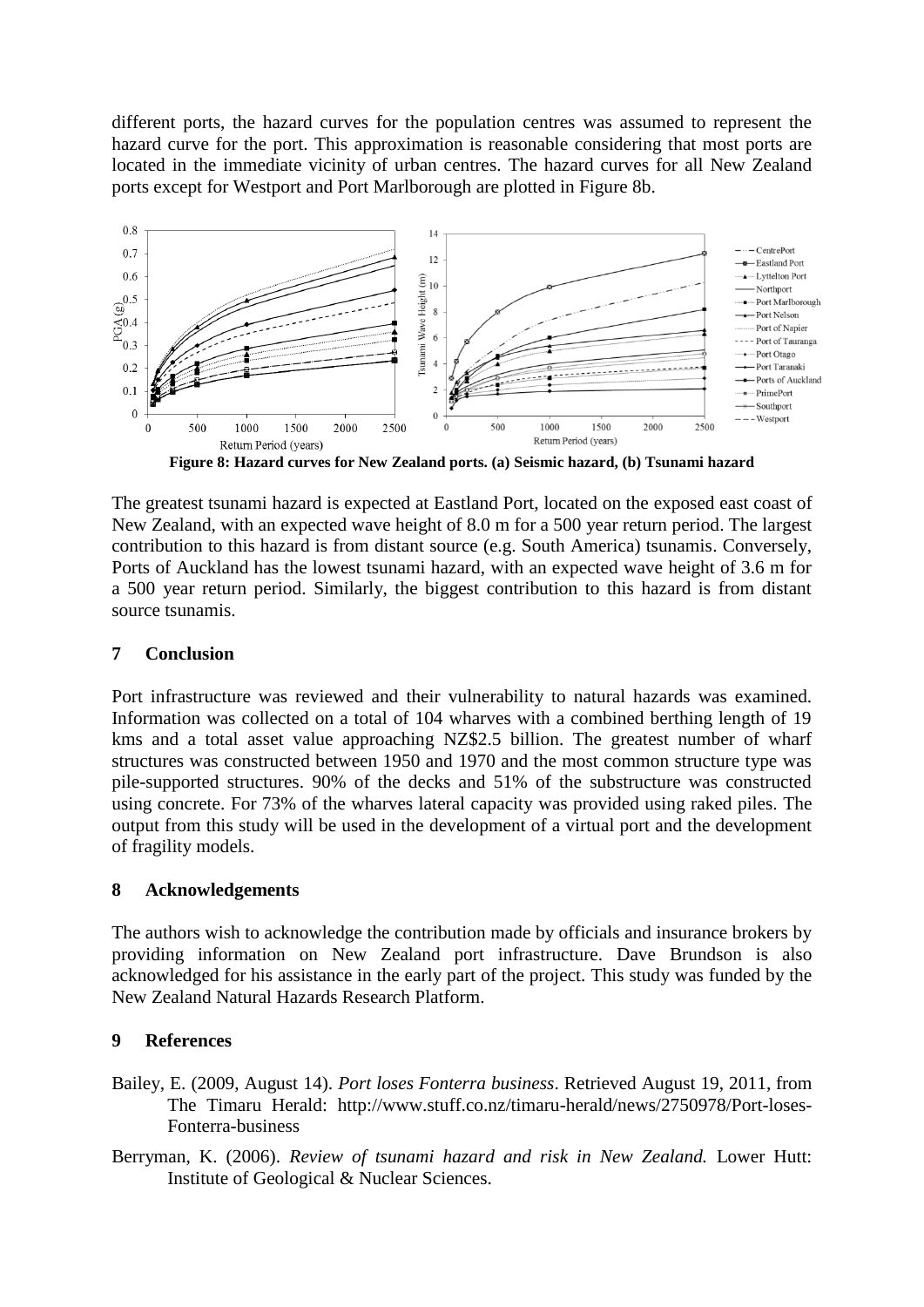different ports, the hazard curves for the population centres was assumed to represent the hazard curve for the port. This approximation is reasonable considering that most ports are located in the immediate vicinity of urban centres. The hazard curves for all New Zealand ports except for Westport and Port Marlborough are plotted in Figure 8b.

**Figure 8: Hazard curves for New Zealand ports. (a) Seismic hazard, (b) Tsunami hazard**

The greatest tsunami hazard is expected at Eastland Port, located on the exposed east coast of New Zealand, with an expected wave height of 8.0 m for a 500 year return period. The largest contribution to this hazard is from distant source (e.g. South America) tsunamis. Conversely, Ports of Auckland has the lowest tsunami hazard, with an expected wave height of 3.6 m for a 500 year return period. Similarly, the biggest contribution to this hazard is from distant source tsunamis.

## 7 Conclusion

Port infrastructure was reviewed and their vulnerability to natural hazards was examined. Information was collected on a total of 104 wharves with a combined berthing length of 19 kms and a total asset value approaching NZ$2.5 billion. The greatest number of wharf structures was constructed between 1950 and 1970 and the most common structure type was pile-supported structures. 90% of the decks and 51% of the substructure was constructed using concrete. For 73% of the wharves lateral capacity was provided using raked piles. The output from this study will be used in the development of a virtual port and the development of fragility models.

## 8 Acknowledgements

The authors wish to acknowledge the contribution made by officials and insurance brokers by providing information on New Zealand port infrastructure. Dave Brundson is also acknowledged for his assistance in the early part of the project. This study was funded by the New Zealand Natural Hazards Research Platform.

## 9 References

Bailey, E. (2009, August 14). *Port loses Fonterra business*. Retrieved August 19, 2011, from The Timaru Herald: http://www.stuff.co.nz/timaru-herald/news/2750978/Port-loses-Fonterra-business

Berryman, K. (2006). *Review of tsunami hazard and risk in New Zealand.* Lower Hutt: Institute of Geological & Nuclear Sciences.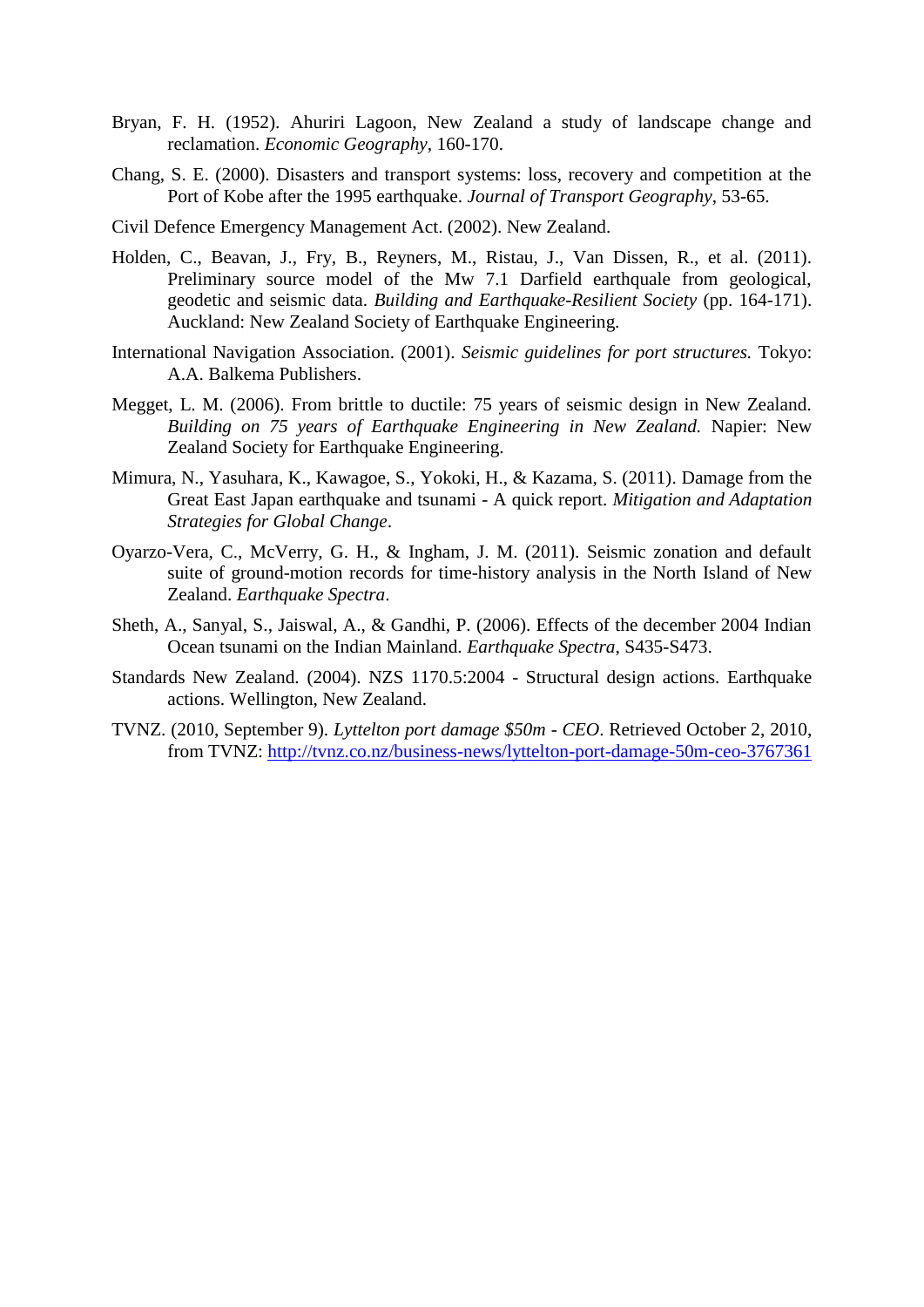Bryan, F. H. (1952). Ahuriri Lagoon, New Zealand a study of landscape change and reclamation. *Economic Geography*, 160-170.

Chang, S. E. (2000). Disasters and transport systems: loss, recovery and competition at the Port of Kobe after the 1995 earthquake. *Journal of Transport Geography*, 53-65.

Civil Defence Emergency Management Act. (2002). New Zealand.

Holden, C., Beavan, J., Fry, B., Reyners, M., Ristau, J., Van Dissen, R., et al. (2011). Preliminary source model of the Mw 7.1 Darfield earthquale from geological, geodetic and seismic data. *Building and Earthquake-Resilient Society* (pp. 164-171). Auckland: New Zealand Society of Earthquake Engineering.

International Navigation Association. (2001). *Seismic guidelines for port structures.* Tokyo: A.A. Balkema Publishers.

Megget, L. M. (2006). From brittle to ductile: 75 years of seismic design in New Zealand. *Building on 75 years of Earthquake Engineering in New Zealand.* Napier: New Zealand Society for Earthquake Engineering.

Mimura, N., Yasuhara, K., Kawagoe, S., Yokoki, H., & Kazama, S. (2011). Damage from the Great East Japan earthquake and tsunami - A quick report. *Mitigation and Adaptation Strategies for Global Change*.

Oyarzo-Vera, C., McVerry, G. H., & Ingham, J. M. (2011). Seismic zonation and default suite of ground-motion records for time-history analysis in the North Island of New Zealand. *Earthquake Spectra*.

Sheth, A., Sanyal, S., Jaiswal, A., & Gandhi, P. (2006). Effects of the december 2004 Indian Ocean tsunami on the Indian Mainland. *Earthquake Spectra*, S435-S473.

Standards New Zealand. (2004). NZS 1170.5:2004 - Structural design actions. Earthquake actions. Wellington, New Zealand.

TVNZ. (2010, September 9). *Lyttelton port damage $50m - CEO*. Retrieved October 2, 2010, from TVNZ: http://tvnz.co.nz/business-news/lyttelton-port-damage-50m-ceo-3767361